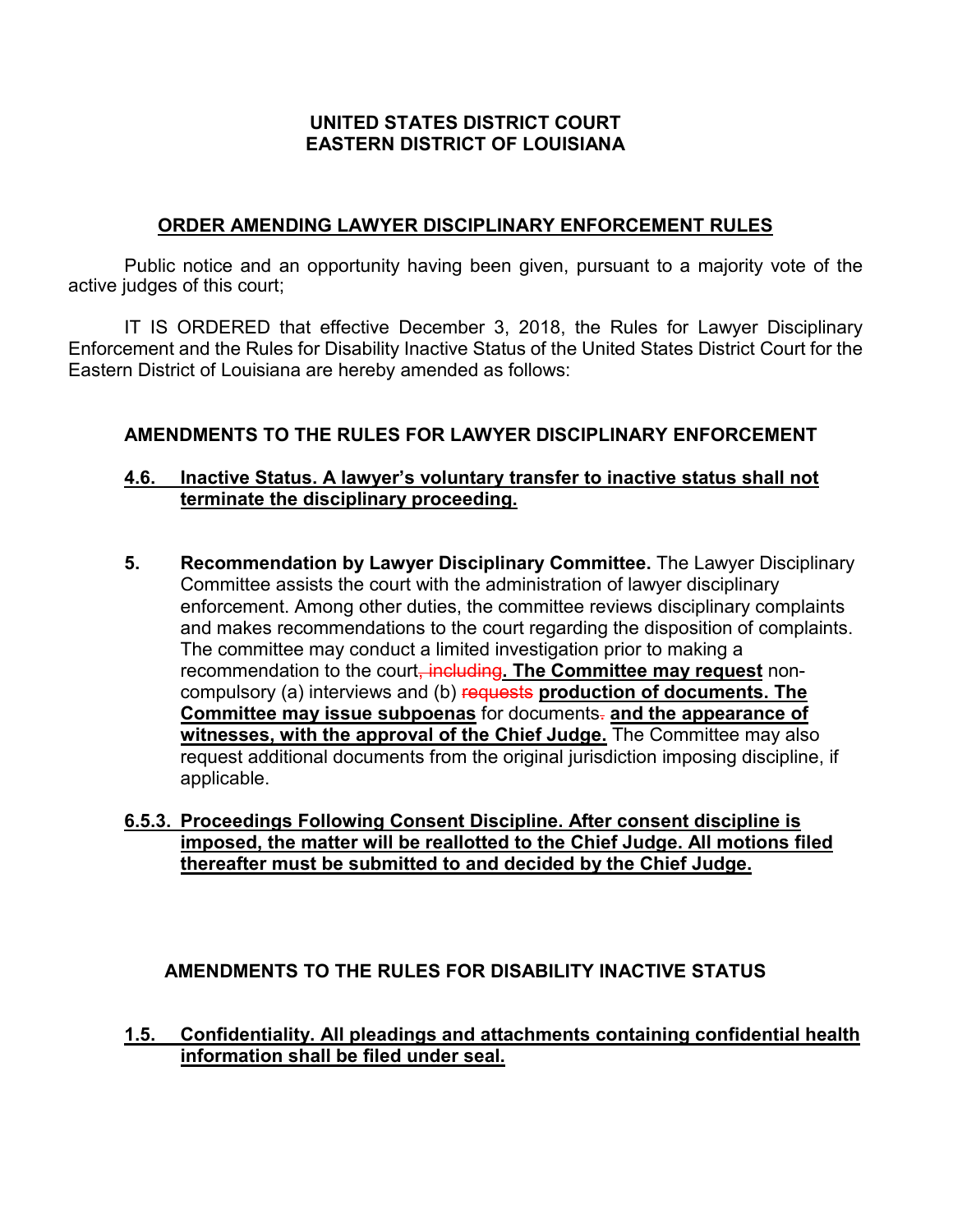**UNITED STATES DISTRICT COURT**
**EASTERN DISTRICT OF LOUISIANA**

## ORDER AMENDING LAWYER DISCIPLINARY ENFORCEMENT RULES

Public notice and an opportunity having been given, pursuant to a majority vote of the active judges of this court;

IT IS ORDERED that effective December 3, 2018, the Rules for Lawyer Disciplinary Enforcement and the Rules for Disability Inactive Status of the United States District Court for the Eastern District of Louisiana are hereby amended as follows:

### AMENDMENTS TO THE RULES FOR LAWYER DISCIPLINARY ENFORCEMENT

**4.6. Inactive Status. A lawyer's voluntary transfer to inactive status shall not terminate the disciplinary proceeding.**

**5. Recommendation by Lawyer Disciplinary Committee.** The Lawyer Disciplinary Committee assists the court with the administration of lawyer disciplinary enforcement. Among other duties, the committee reviews disciplinary complaints and makes recommendations to the court regarding the disposition of complaints. The committee may conduct a limited investigation prior to making a recommendation to the court~~, including~~**. The Committee may request** non-compulsory (a) interviews and (b) ~~requests~~ **production of documents. The Committee may issue subpoenas** for documents~~.~~ **and the appearance of witnesses, with the approval of the Chief Judge.** The Committee may also request additional documents from the original jurisdiction imposing discipline, if applicable.

**6.5.3. Proceedings Following Consent Discipline. After consent discipline is imposed, the matter will be reallotted to the Chief Judge. All motions filed thereafter must be submitted to and decided by the Chief Judge.**

### AMENDMENTS TO THE RULES FOR DISABILITY INACTIVE STATUS

**1.5. Confidentiality. All pleadings and attachments containing confidential health information shall be filed under seal.**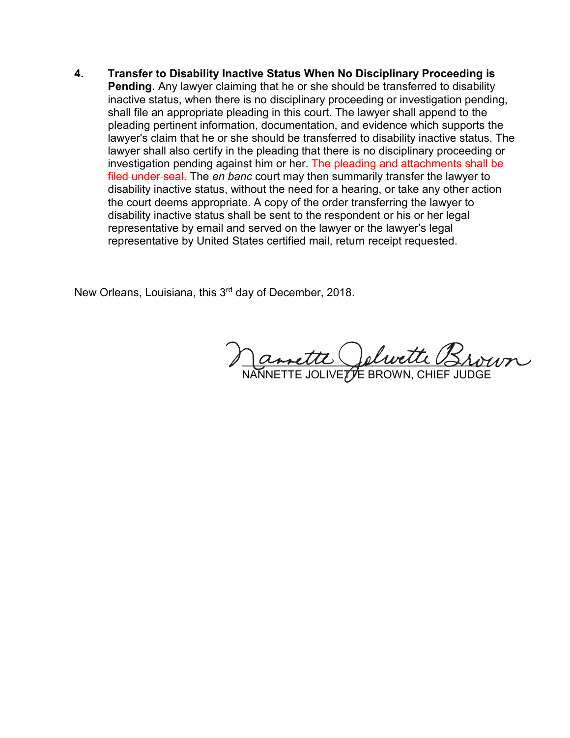**4. Transfer to Disability Inactive Status When No Disciplinary Proceeding is Pending.** Any lawyer claiming that he or she should be transferred to disability inactive status, when there is no disciplinary proceeding or investigation pending, shall file an appropriate pleading in this court. The lawyer shall append to the pleading pertinent information, documentation, and evidence which supports the lawyer's claim that he or she should be transferred to disability inactive status. The lawyer shall also certify in the pleading that there is no disciplinary proceeding or investigation pending against him or her. ~~The pleading and attachments shall be filed under seal.~~ The *en banc* court may then summarily transfer the lawyer to disability inactive status, without the need for a hearing, or take any other action the court deems appropriate. A copy of the order transferring the lawyer to disability inactive status shall be sent to the respondent or his or her legal representative by email and served on the lawyer or the lawyer's legal representative by United States certified mail, return receipt requested.

New Orleans, Louisiana, this 3rd day of December, 2018.

NANNETTE JOLIVETTE BROWN, CHIEF JUDGE